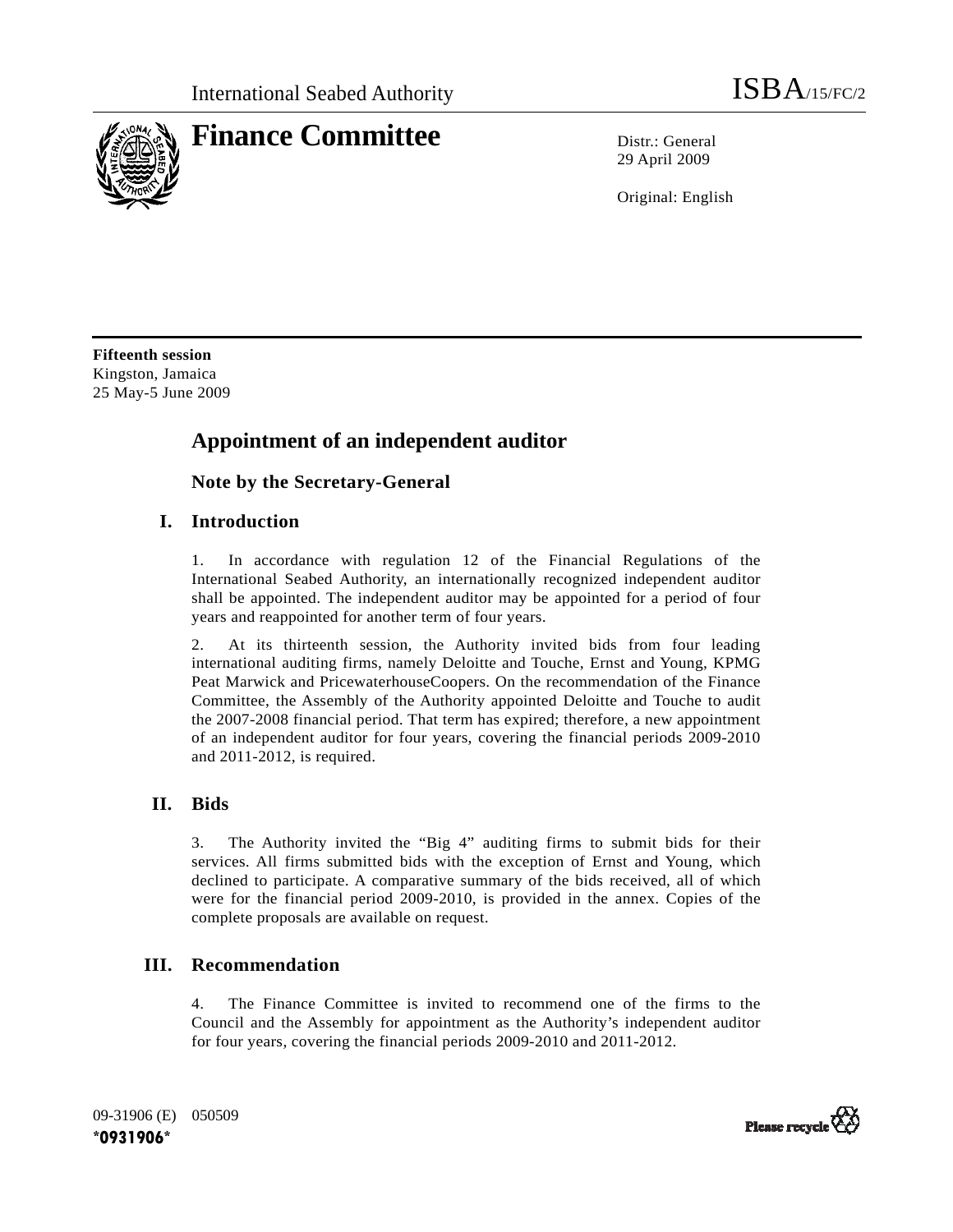International Seabed Authority ISBA/15/FC/2

# Finance Committee

Distr.: General
29 April 2009

Original: English

**Fifteenth session**
Kingston, Jamaica
25 May-5 June 2009

## Appointment of an independent auditor

### Note by the Secretary-General

## I. Introduction

1. In accordance with regulation 12 of the Financial Regulations of the International Seabed Authority, an internationally recognized independent auditor shall be appointed. The independent auditor may be appointed for a period of four years and reappointed for another term of four years.

2. At its thirteenth session, the Authority invited bids from four leading international auditing firms, namely Deloitte and Touche, Ernst and Young, KPMG Peat Marwick and PricewaterhouseCoopers. On the recommendation of the Finance Committee, the Assembly of the Authority appointed Deloitte and Touche to audit the 2007-2008 financial period. That term has expired; therefore, a new appointment of an independent auditor for four years, covering the financial periods 2009-2010 and 2011-2012, is required.

## II. Bids

3. The Authority invited the "Big 4" auditing firms to submit bids for their services. All firms submitted bids with the exception of Ernst and Young, which declined to participate. A comparative summary of the bids received, all of which were for the financial period 2009-2010, is provided in the annex. Copies of the complete proposals are available on request.

## III. Recommendation

4. The Finance Committee is invited to recommend one of the firms to the Council and the Assembly for appointment as the Authority's independent auditor for four years, covering the financial periods 2009-2010 and 2011-2012.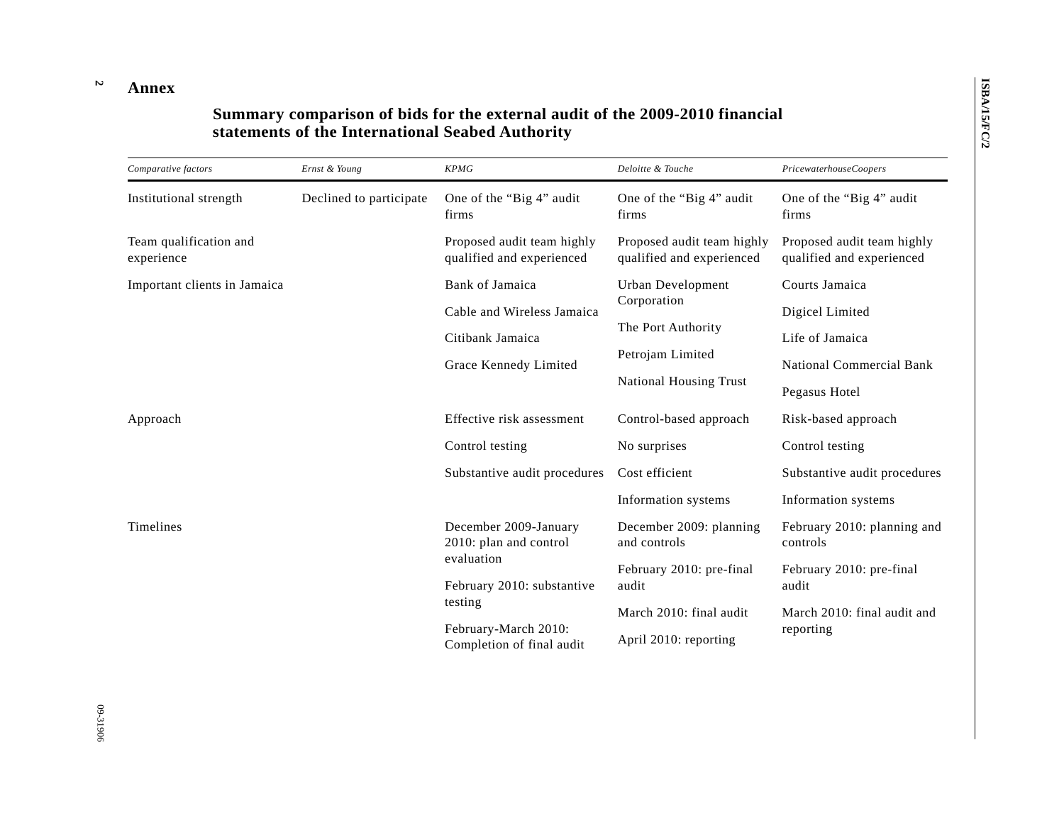# Annex

## Summary comparison of bids for the external audit of the 2009-2010 financial statements of the International Seabed Authority

| *Comparative factors* | *Ernst & Young* | *KPMG* | *Deloitte & Touche* | *PricewaterhouseCoopers* |
|---|---|---|---|---|
| Institutional strength | Declined to participate | One of the "Big 4" audit firms | One of the "Big 4" audit firms | One of the "Big 4" audit firms |
| Team qualification and experience | | Proposed audit team highly qualified and experienced | Proposed audit team highly qualified and experienced | Proposed audit team highly qualified and experienced |
| Important clients in Jamaica | | Bank of Jamaica<br>Cable and Wireless Jamaica<br>Citibank Jamaica<br>Grace Kennedy Limited | Urban Development Corporation<br>The Port Authority<br>Petrojam Limited<br>National Housing Trust | Courts Jamaica<br>Digicel Limited<br>Life of Jamaica<br>National Commercial Bank<br>Pegasus Hotel |
| Approach | | Effective risk assessment<br>Control testing<br>Substantive audit procedures | Control-based approach<br>No surprises<br>Cost efficient<br>Information systems | Risk-based approach<br>Control testing<br>Substantive audit procedures<br>Information systems |
| Timelines | | December 2009-January 2010: plan and control evaluation<br>February 2010: substantive testing<br>February-March 2010: Completion of final audit | December 2009: planning and controls<br>February 2010: pre-final audit<br>March 2010: final audit<br>April 2010: reporting | February 2010: planning and controls<br>February 2010: pre-final audit<br>March 2010: final audit and reporting |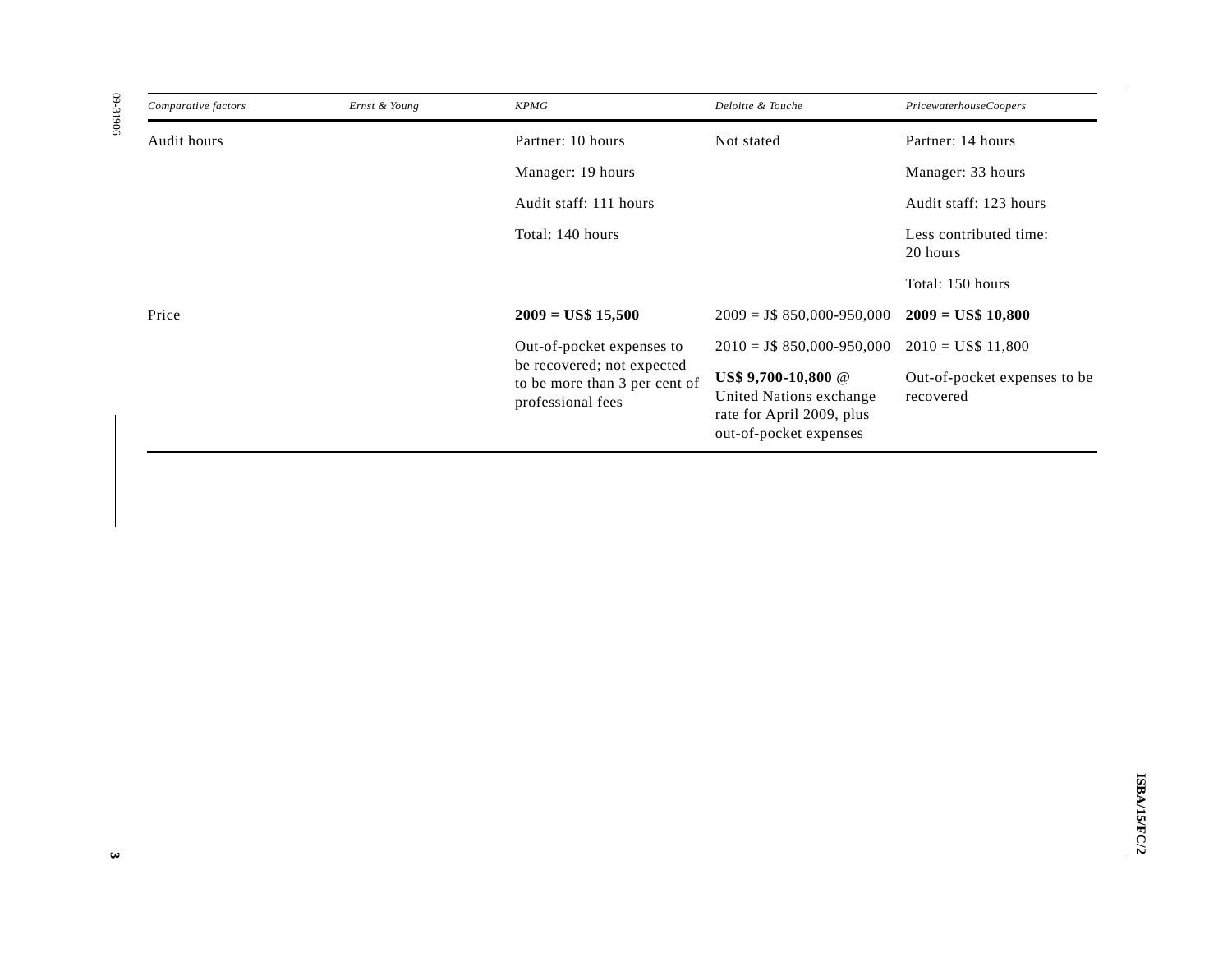| *Comparative factors* | *Ernst & Young* | *KPMG* | *Deloitte & Touche* | *PricewaterhouseCoopers* |
|---|---|---|---|---|
| Audit hours | | Partner: 10 hours | Not stated | Partner: 14 hours |
| | | Manager: 19 hours | | Manager: 33 hours |
| | | Audit staff: 111 hours | | Audit staff: 123 hours |
| | | Total: 140 hours | | Less contributed time: 20 hours |
| | | | | Total: 150 hours |
| Price | | **2009 = US$ 15,500** | 2009 = J$ 850,000-950,000 | **2009 = US$ 10,800** |
| | | Out-of-pocket expenses to be recovered; not expected to be more than 3 per cent of professional fees | 2010 = J$ 850,000-950,000 | 2010 = US$ 11,800 |
| | | | **US$ 9,700-10,800** @ United Nations exchange rate for April 2009, plus out-of-pocket expenses | Out-of-pocket expenses to be recovered |